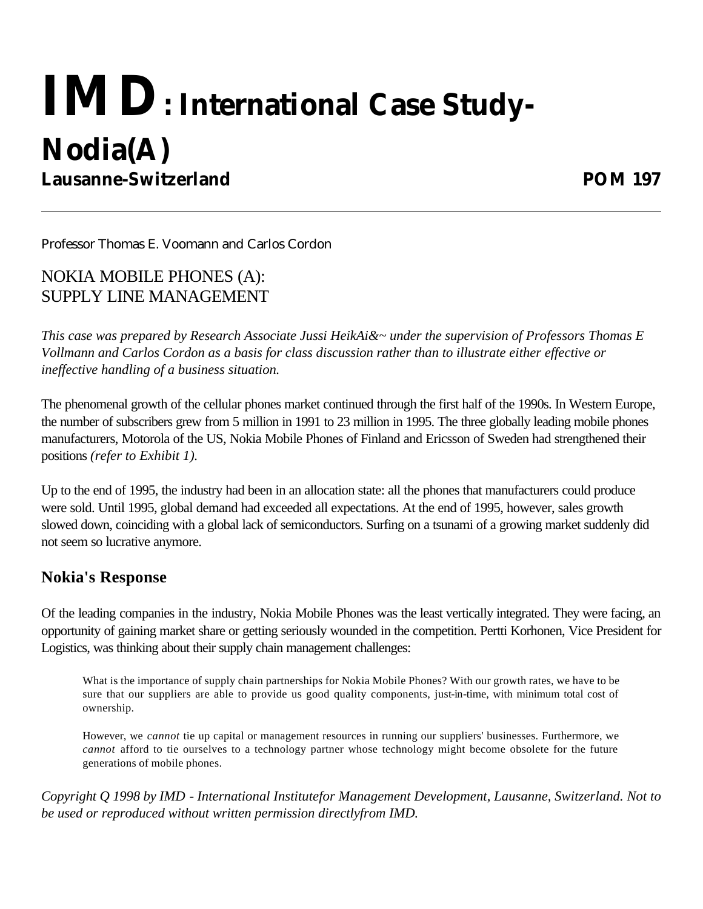# IMD: International Case Study-Nodia(A)

**Lausanne-Switzerland** **POM 197**

---

Professor Thomas E. Voomann and Carlos Cordon

## NOKIA MOBILE PHONES (A): SUPPLY LINE MANAGEMENT

*This case was prepared by Research Associate Jussi HeikAi&~ under the supervision of Professors Thomas E Vollmann and Carlos Cordon as a basis for class discussion rather than to illustrate either effective or ineffective handling of a business situation.*

The phenomenal growth of the cellular phones market continued through the first half of the 1990s. In Western Europe, the number of subscribers grew from 5 million in 1991 to 23 million in 1995. The three globally leading mobile phones manufacturers, Motorola of the US, Nokia Mobile Phones of Finland and Ericsson of Sweden had strengthened their positions *(refer to Exhibit 1).*

Up to the end of 1995, the industry had been in an allocation state: all the phones that manufacturers could produce were sold. Until 1995, global demand had exceeded all expectations. At the end of 1995, however, sales growth slowed down, coinciding with a global lack of semiconductors. Surfing on a tsunami of a growing market suddenly did not seem so lucrative anymore.

### Nokia's Response

Of the leading companies in the industry, Nokia Mobile Phones was the least vertically integrated. They were facing, an opportunity of gaining market share or getting seriously wounded in the competition. Pertti Korhonen, Vice President for Logistics, was thinking about their supply chain management challenges:

> What is the importance of supply chain partnerships for Nokia Mobile Phones? With our growth rates, we have to be sure that our suppliers are able to provide us good quality components, just-in-time, with minimum total cost of ownership.
>
> However, we *cannot* tie up capital or management resources in running our suppliers' businesses. Furthermore, we *cannot* afford to tie ourselves to a technology partner whose technology might become obsolete for the future generations of mobile phones.

*Copyright Q 1998 by IMD - International Institutefor Management Development, Lausanne, Switzerland. Not to be used or reproduced without written permission directlyfrom IMD.*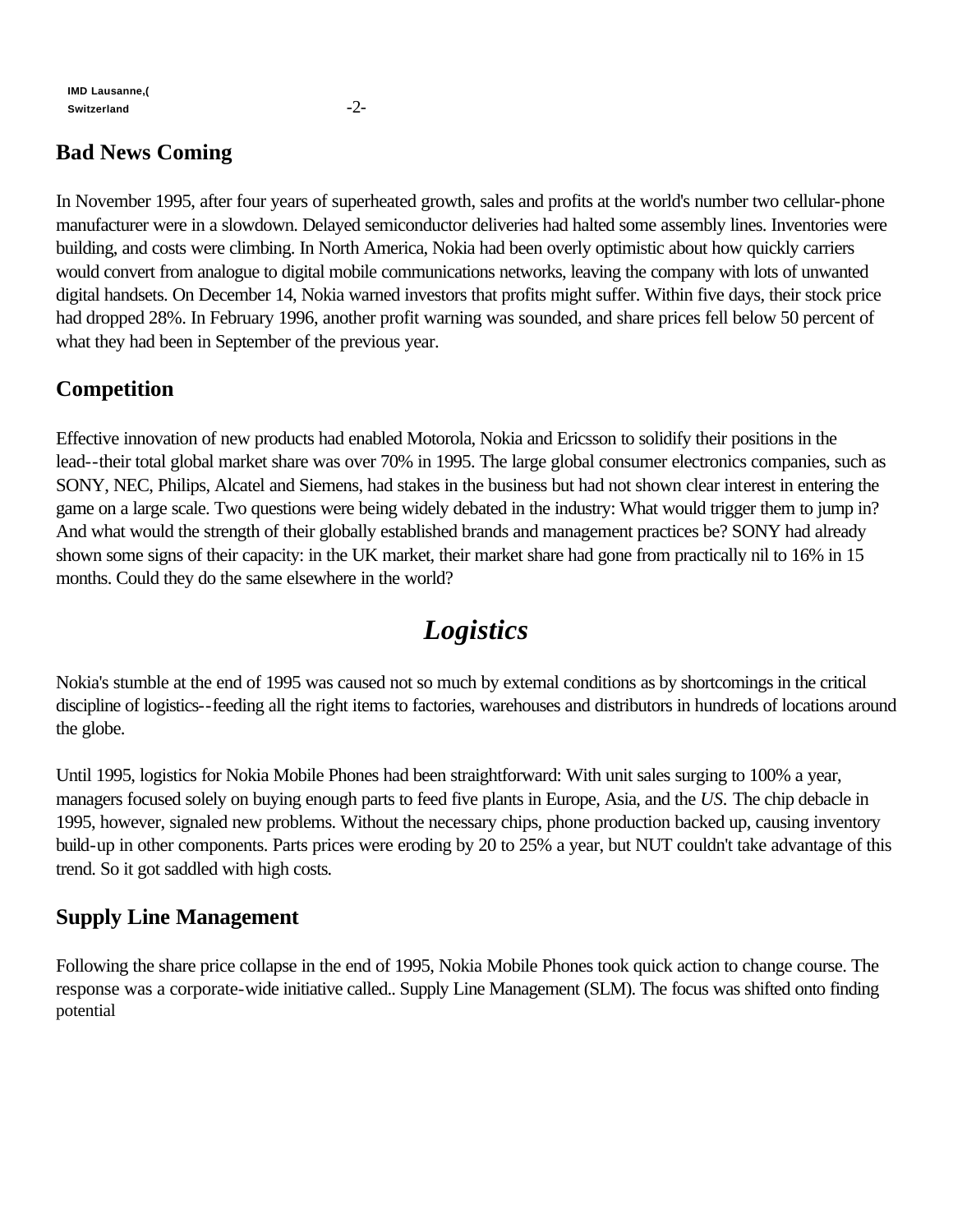## Bad News Coming

In November 1995, after four years of superheated growth, sales and profits at the world's number two cellular-phone manufacturer were in a slowdown. Delayed semiconductor deliveries had halted some assembly lines. Inventories were building, and costs were climbing. In North America, Nokia had been overly optimistic about how quickly carriers would convert from analogue to digital mobile communications networks, leaving the company with lots of unwanted digital handsets. On December 14, Nokia warned investors that profits might suffer. Within five days, their stock price had dropped 28%. In February 1996, another profit warning was sounded, and share prices fell below 50 percent of what they had been in September of the previous year.

## Competition

Effective innovation of new products had enabled Motorola, Nokia and Ericsson to solidify their positions in the lead--their total global market share was over 70% in 1995. The large global consumer electronics companies, such as SONY, NEC, Philips, Alcatel and Siemens, had stakes in the business but had not shown clear interest in entering the game on a large scale. Two questions were being widely debated in the industry: What would trigger them to jump in? And what would the strength of their globally established brands and management practices be? SONY had already shown some signs of their capacity: in the UK market, their market share had gone from practically nil to 16% in 15 months. Could they do the same elsewhere in the world?

# *Logistics*

Nokia's stumble at the end of 1995 was caused not so much by external conditions as by shortcomings in the critical discipline of logistics--feeding all the right items to factories, warehouses and distributors in hundreds of locations around the globe.

Until 1995, logistics for Nokia Mobile Phones had been straightforward: With unit sales surging to 100% a year, managers focused solely on buying enough parts to feed five plants in Europe, Asia, and the *US.* The chip debacle in 1995, however, signaled new problems. Without the necessary chips, phone production backed up, causing inventory build-up in other components. Parts prices were eroding by 20 to 25% a year, but NUT couldn't take advantage of this trend. So it got saddled with high costs.

## Supply Line Management

Following the share price collapse in the end of 1995, Nokia Mobile Phones took quick action to change course. The response was a corporate-wide initiative called.. Supply Line Management (SLM). The focus was shifted onto finding potential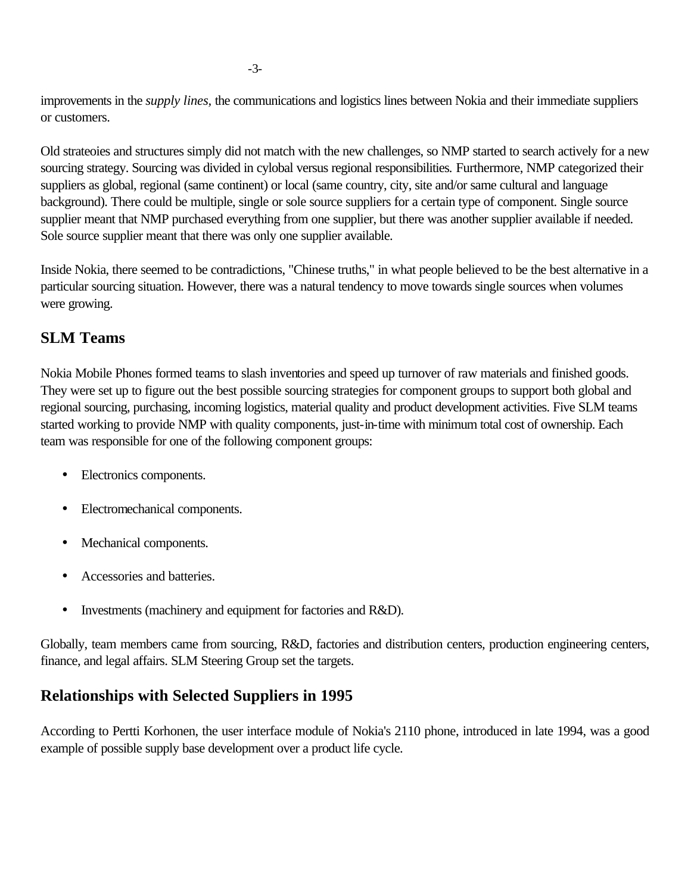improvements in the *supply lines,* the communications and logistics lines between Nokia and their immediate suppliers or customers.

Old strateoies and structures simply did not match with the new challenges, so NMP started to search actively for a new sourcing strategy. Sourcing was divided in cylobal versus regional responsibilities. Furthermore, NMP categorized their suppliers as global, regional (same continent) or local (same country, city, site and/or same cultural and language background). There could be multiple, single or sole source suppliers for a certain type of component. Single source supplier meant that NMP purchased everything from one supplier, but there was another supplier available if needed. Sole source supplier meant that there was only one supplier available.

Inside Nokia, there seemed to be contradictions, "Chinese truths," in what people believed to be the best alternative in a particular sourcing situation. However, there was a natural tendency to move towards single sources when volumes were growing.

## SLM Teams

Nokia Mobile Phones formed teams to slash inventories and speed up turnover of raw materials and finished goods. They were set up to figure out the best possible sourcing strategies for component groups to support both global and regional sourcing, purchasing, incoming logistics, material quality and product development activities. Five SLM teams started working to provide NMP with quality components, just-in-time with minimum total cost of ownership. Each team was responsible for one of the following component groups:

- Electronics components.
- Electromechanical components.
- Mechanical components.
- Accessories and batteries.
- Investments (machinery and equipment for factories and R&D).

Globally, team members came from sourcing, R&D, factories and distribution centers, production engineering centers, finance, and legal affairs. SLM Steering Group set the targets.

## Relationships with Selected Suppliers in 1995

According to Pertti Korhonen, the user interface module of Nokia's 2110 phone, introduced in late 1994, was a good example of possible supply base development over a product life cycle.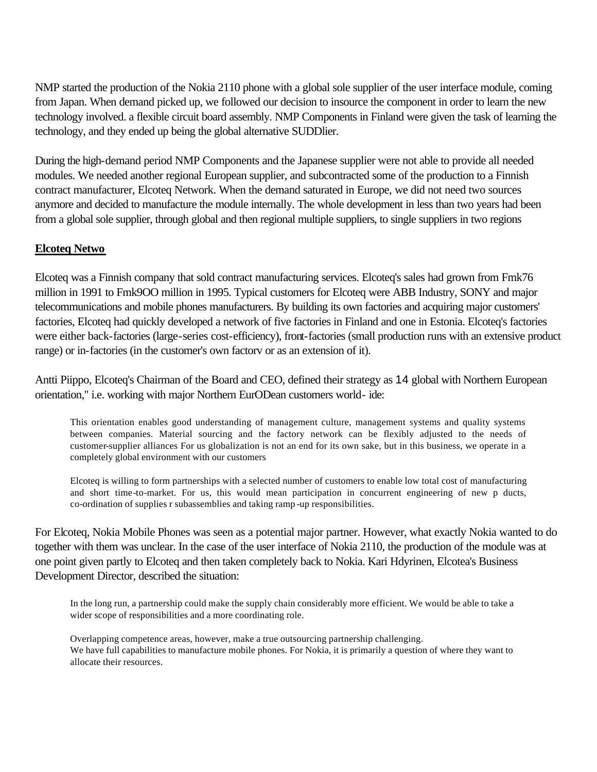NMP started the production of the Nokia 2110 phone with a global sole supplier of the user interface module, coming from Japan. When demand picked up, we followed our decision to insource the component in order to learn the new technology involved. a flexible circuit board assembly. NMP Components in Finland were given the task of learning the technology, and they ended up being the global alternative SUDDlier.

During the high-demand period NMP Components and the Japanese supplier were not able to provide all needed modules. We needed another regional European supplier, and subcontracted some of the production to a Finnish contract manufacturer, Elcoteq Network. When the demand saturated in Europe, we did not need two sources anymore and decided to manufacture the module internally. The whole development in less than two years had been from a global sole supplier, through global and then regional multiple suppliers, to single suppliers in two regions

**Elcoteq Netwo**

Elcoteq was a Finnish company that sold contract manufacturing services. Elcoteq's sales had grown from Fmk76 million in 1991 to Fmk9OO million in 1995. Typical customers for Elcoteq were ABB Industry, SONY and major telecommunications and mobile phones manufacturers. By building its own factories and acquiring major customers' factories, Elcoteq had quickly developed a network of five factories in Finland and one in Estonia. Elcoteq's factories were either back-factories (large-series cost-efficiency), front-factories (small production runs with an extensive product range) or in-factories (in the customer's own factorv or as an extension of it).

Antti Piippo, Elcoteq's Chairman of the Board and CEO, defined their strategy as 14 global with Northern European orientation," i.e. working with major Northern EurODean customers world- ide:

> This orientation enables good understanding of management culture, management systems and quality systems between companies. Material sourcing and the factory network can be flexibly adjusted to the needs of customer-supplier alliances For us globalization is not an end for its own sake, but in this business, we operate in a completely global environment with our customers
>
> Elcoteq is willing to form partnerships with a selected number of customers to enable low total cost of manufacturing and short time-to-market. For us, this would mean participation in concurrent engineering of new p ducts, co-ordination of supplies r subassemblies and taking ramp-up responsibilities.

For Elcoteq, Nokia Mobile Phones was seen as a potential major partner. However, what exactly Nokia wanted to do together with them was unclear. In the case of the user interface of Nokia 2110, the production of the module was at one point given partly to Elcoteq and then taken completely back to Nokia. Kari Hdyrinen, Elcotea's Business Development Director, described the situation:

> In the long run, a partnership could make the supply chain considerably more efficient. We would be able to take a wider scope of responsibilities and a more coordinating role.
>
> Overlapping competence areas, however, make a true outsourcing partnership challenging.
> We have full capabilities to manufacture mobile phones. For Nokia, it is primarily a question of where they want to allocate their resources.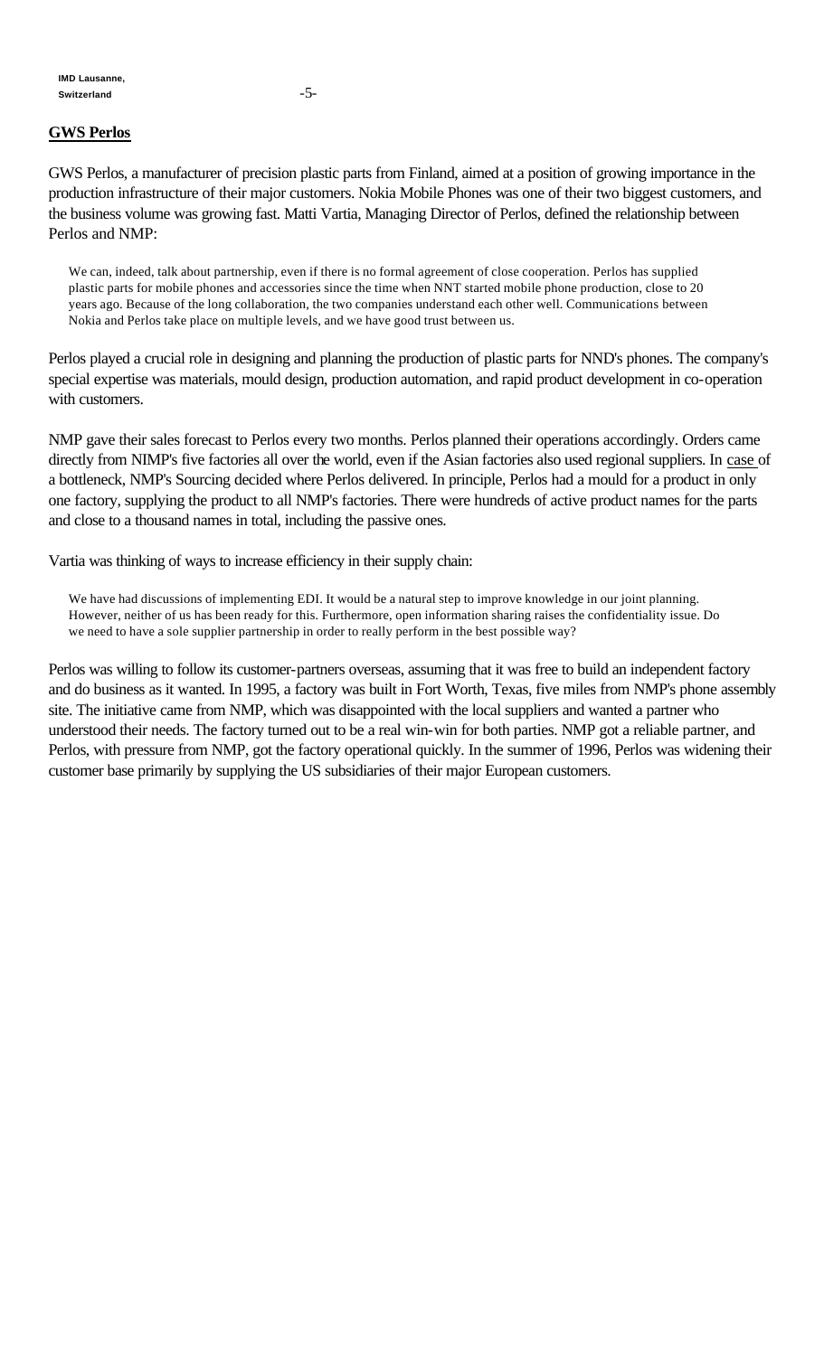## GWS Perlos

GWS Perlos, a manufacturer of precision plastic parts from Finland, aimed at a position of growing importance in the production infrastructure of their major customers. Nokia Mobile Phones was one of their two biggest customers, and the business volume was growing fast. Matti Vartia, Managing Director of Perlos, defined the relationship between Perlos and NMP:

> We can, indeed, talk about partnership, even if there is no formal agreement of close cooperation. Perlos has supplied plastic parts for mobile phones and accessories since the time when NNT started mobile phone production, close to 20 years ago. Because of the long collaboration, the two companies understand each other well. Communications between Nokia and Perlos take place on multiple levels, and we have good trust between us.

Perlos played a crucial role in designing and planning the production of plastic parts for NND's phones. The company's special expertise was materials, mould design, production automation, and rapid product development in co-operation with customers.

NMP gave their sales forecast to Perlos every two months. Perlos planned their operations accordingly. Orders came directly from NIMP's five factories all over the world, even if the Asian factories also used regional suppliers. In case of a bottleneck, NMP's Sourcing decided where Perlos delivered. In principle, Perlos had a mould for a product in only one factory, supplying the product to all NMP's factories. There were hundreds of active product names for the parts and close to a thousand names in total, including the passive ones.

Vartia was thinking of ways to increase efficiency in their supply chain:

> We have had discussions of implementing EDI. It would be a natural step to improve knowledge in our joint planning. However, neither of us has been ready for this. Furthermore, open information sharing raises the confidentiality issue. Do we need to have a sole supplier partnership in order to really perform in the best possible way?

Perlos was willing to follow its customer-partners overseas, assuming that it was free to build an independent factory and do business as it wanted. In 1995, a factory was built in Fort Worth, Texas, five miles from NMP's phone assembly site. The initiative came from NMP, which was disappointed with the local suppliers and wanted a partner who understood their needs. The factory turned out to be a real win-win for both parties. NMP got a reliable partner, and Perlos, with pressure from NMP, got the factory operational quickly. In the summer of 1996, Perlos was widening their customer base primarily by supplying the US subsidiaries of their major European customers.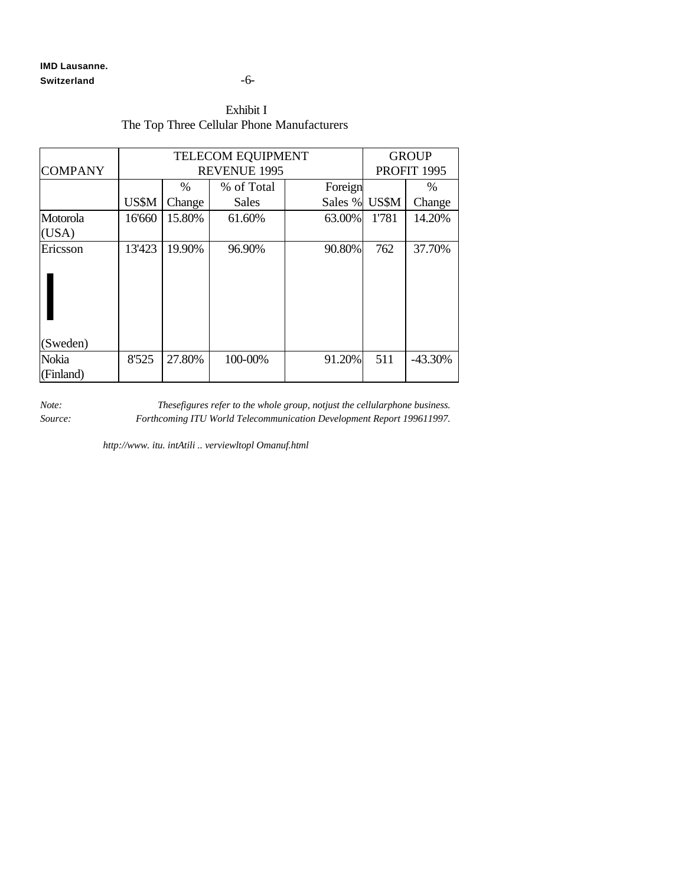Exhibit I
The Top Three Cellular Phone Manufacturers

| COMPANY | TELECOM EQUIPMENT REVENUE 1995 | | | | GROUP PROFIT 1995 | |
|---|---|---|---|---|---|---|
| | US$M | % Change | % of Total Sales | Foreign Sales % | US$M | % Change |
| Motorola (USA) | 16'660 | 15.80% | 61.60% | 63.00% | 1'781 | 14.20% |
| Ericsson (Sweden) | 13'423 | 19.90% | 96.90% | 90.80% | 762 | 37.70% |
| Nokia (Finland) | 8'525 | 27.80% | 100-00% | 91.20% | 511 | -43.30% |

*Note:* *Thesefigures refer to the whole group, notjust the cellularphone business.*
*Source:* *Forthcoming ITU World Telecommunication Development Report 199611997.*

*http://www. itu. intAtili .. verviewltopl Omanuf.html*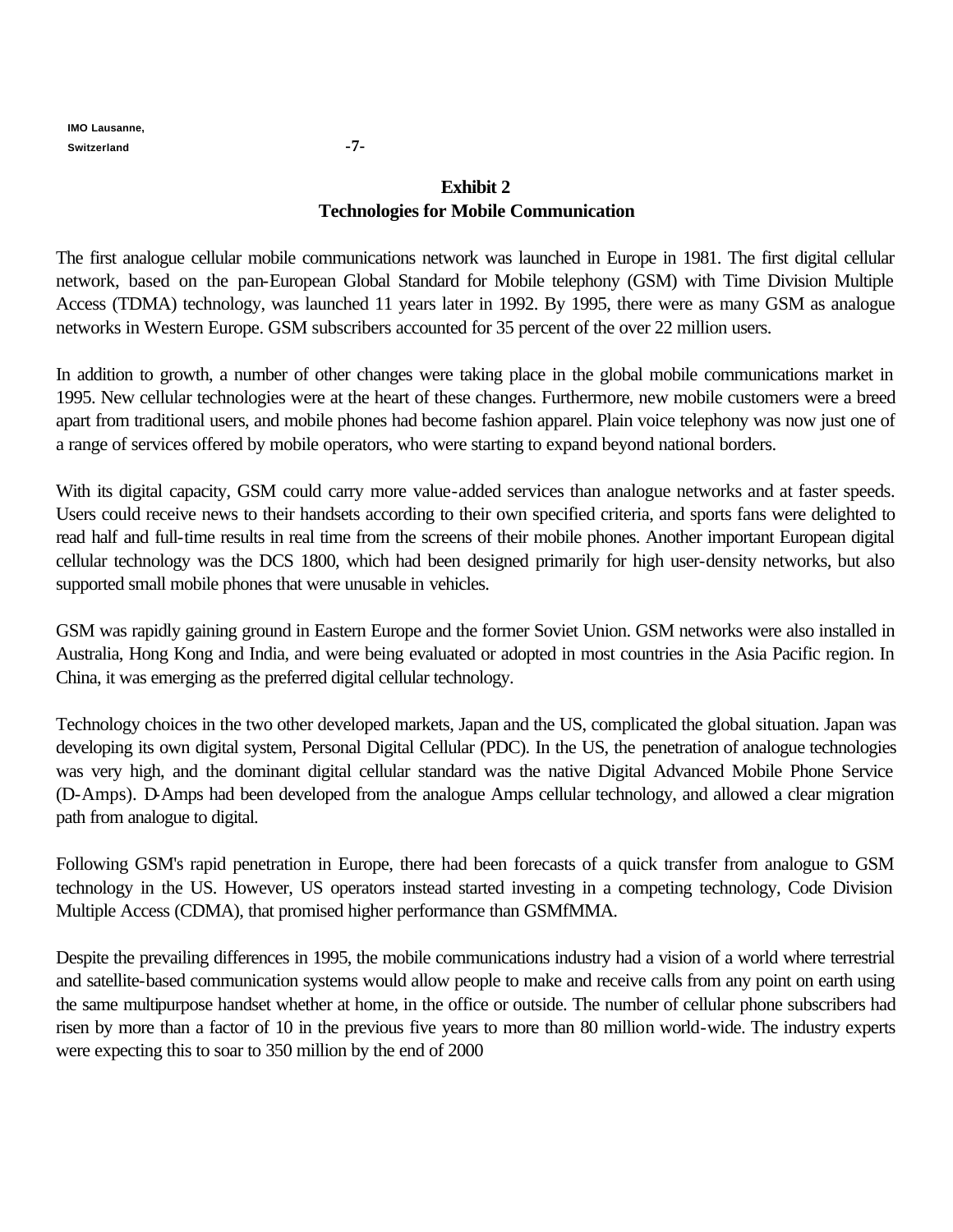## Exhibit 2
## Technologies for Mobile Communication

The first analogue cellular mobile communications network was launched in Europe in 1981. The first digital cellular network, based on the pan-European Global Standard for Mobile telephony (GSM) with Time Division Multiple Access (TDMA) technology, was launched 11 years later in 1992. By 1995, there were as many GSM as analogue networks in Western Europe. GSM subscribers accounted for 35 percent of the over 22 million users.

In addition to growth, a number of other changes were taking place in the global mobile communications market in 1995. New cellular technologies were at the heart of these changes. Furthermore, new mobile customers were a breed apart from traditional users, and mobile phones had become fashion apparel. Plain voice telephony was now just one of a range of services offered by mobile operators, who were starting to expand beyond national borders.

With its digital capacity, GSM could carry more value-added services than analogue networks and at faster speeds. Users could receive news to their handsets according to their own specified criteria, and sports fans were delighted to read half and full-time results in real time from the screens of their mobile phones. Another important European digital cellular technology was the DCS 1800, which had been designed primarily for high user-density networks, but also supported small mobile phones that were unusable in vehicles.

GSM was rapidly gaining ground in Eastern Europe and the former Soviet Union. GSM networks were also installed in Australia, Hong Kong and India, and were being evaluated or adopted in most countries in the Asia Pacific region. In China, it was emerging as the preferred digital cellular technology.

Technology choices in the two other developed markets, Japan and the US, complicated the global situation. Japan was developing its own digital system, Personal Digital Cellular (PDC). In the US, the penetration of analogue technologies was very high, and the dominant digital cellular standard was the native Digital Advanced Mobile Phone Service (D-Amps). D-Amps had been developed from the analogue Amps cellular technology, and allowed a clear migration path from analogue to digital.

Following GSM's rapid penetration in Europe, there had been forecasts of a quick transfer from analogue to GSM technology in the US. However, US operators instead started investing in a competing technology, Code Division Multiple Access (CDMA), that promised higher performance than GSMfMMA.

Despite the prevailing differences in 1995, the mobile communications industry had a vision of a world where terrestrial and satellite-based communication systems would allow people to make and receive calls from any point on earth using the same multipurpose handset whether at home, in the office or outside. The number of cellular phone subscribers had risen by more than a factor of 10 in the previous five years to more than 80 million world-wide. The industry experts were expecting this to soar to 350 million by the end of 2000